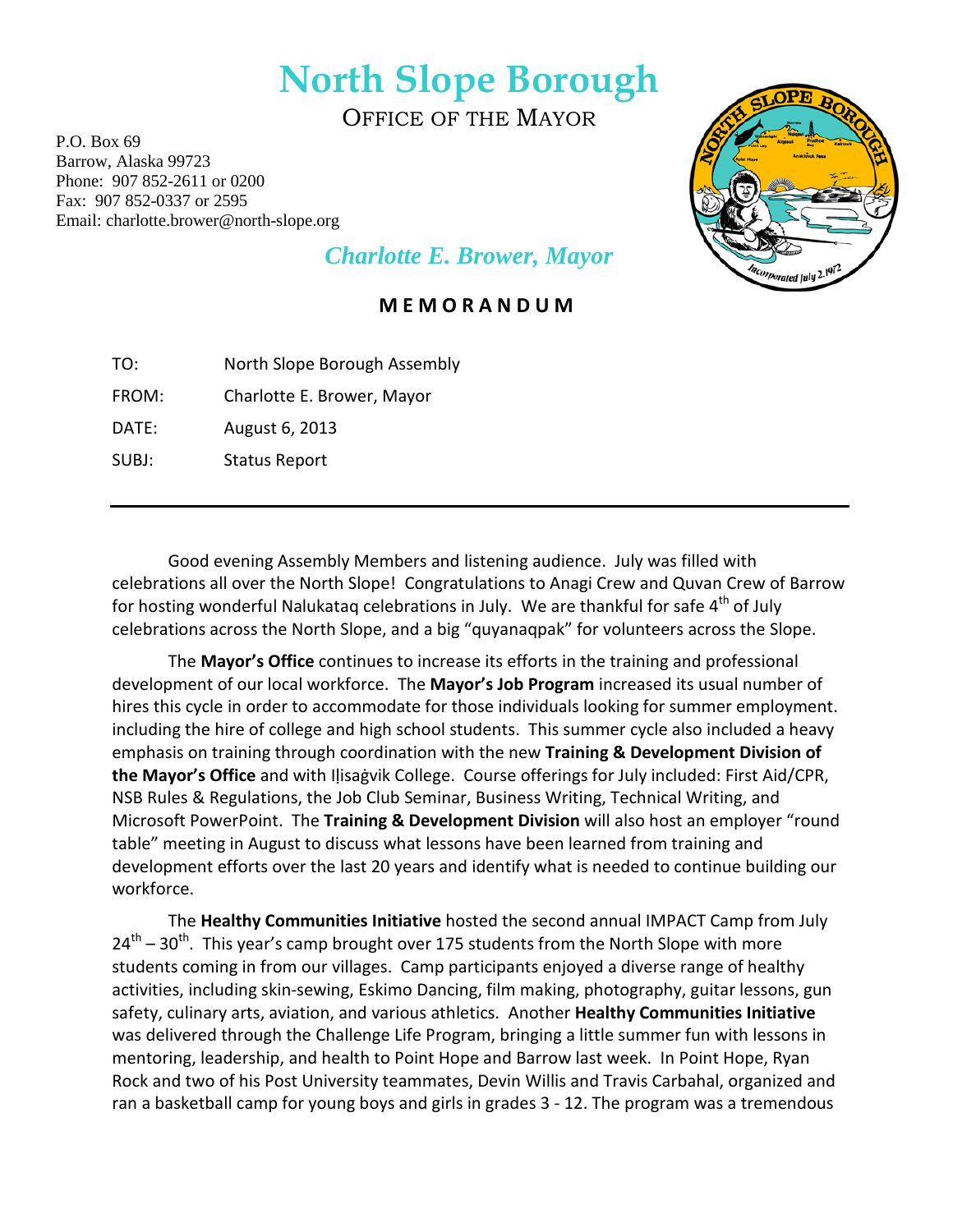# North Slope Borough

OFFICE OF THE MAYOR

P.O. Box 69
Barrow, Alaska 99723
Phone: 907 852-2611 or 0200
Fax: 907 852-0337 or 2595
Email: charlotte.brower@north-slope.org

*Charlotte E. Brower, Mayor*

## MEMORANDUM

TO: North Slope Borough Assembly

FROM: Charlotte E. Brower, Mayor

DATE: August 6, 2013

SUBJ: Status Report

---

Good evening Assembly Members and listening audience. July was filled with celebrations all over the North Slope! Congratulations to Anagi Crew and Quvan Crew of Barrow for hosting wonderful Nalukataq celebrations in July. We are thankful for safe 4th of July celebrations across the North Slope, and a big "quyanaqpak" for volunteers across the Slope.

The **Mayor's Office** continues to increase its efforts in the training and professional development of our local workforce. The **Mayor's Job Program** increased its usual number of hires this cycle in order to accommodate for those individuals looking for summer employment. including the hire of college and high school students. This summer cycle also included a heavy emphasis on training through coordination with the new **Training & Development Division of the Mayor's Office** and with Iḷisaġvik College. Course offerings for July included: First Aid/CPR, NSB Rules & Regulations, the Job Club Seminar, Business Writing, Technical Writing, and Microsoft PowerPoint. The **Training & Development Division** will also host an employer "round table" meeting in August to discuss what lessons have been learned from training and development efforts over the last 20 years and identify what is needed to continue building our workforce.

The **Healthy Communities Initiative** hosted the second annual IMPACT Camp from July 24th – 30th. This year's camp brought over 175 students from the North Slope with more students coming in from our villages. Camp participants enjoyed a diverse range of healthy activities, including skin-sewing, Eskimo Dancing, film making, photography, guitar lessons, gun safety, culinary arts, aviation, and various athletics. Another **Healthy Communities Initiative** was delivered through the Challenge Life Program, bringing a little summer fun with lessons in mentoring, leadership, and health to Point Hope and Barrow last week. In Point Hope, Ryan Rock and two of his Post University teammates, Devin Willis and Travis Carbahal, organized and ran a basketball camp for young boys and girls in grades 3 - 12. The program was a tremendous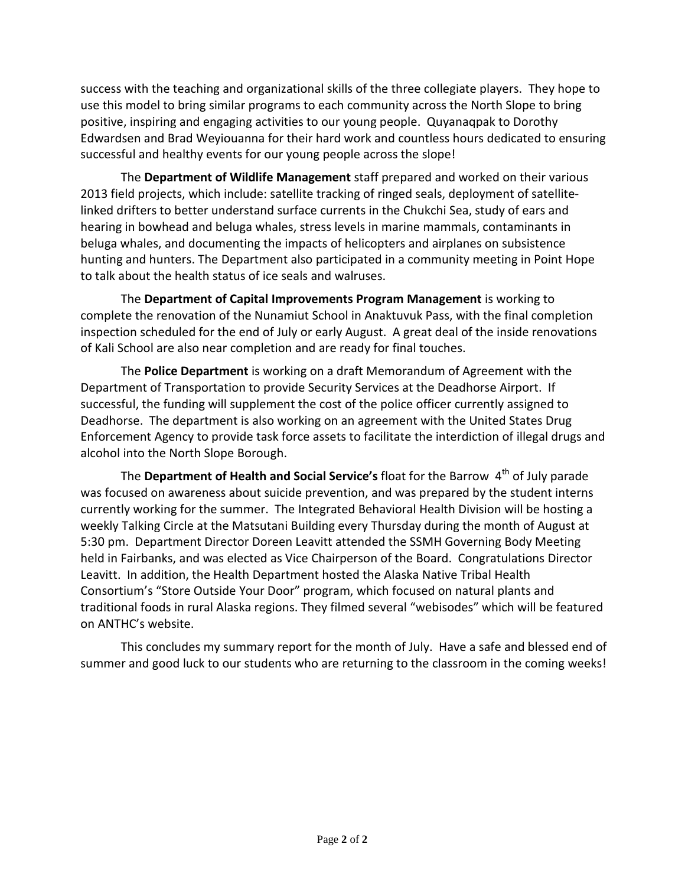success with the teaching and organizational skills of the three collegiate players. They hope to use this model to bring similar programs to each community across the North Slope to bring positive, inspiring and engaging activities to our young people. Quyanaqpak to Dorothy Edwardsen and Brad Weyiouanna for their hard work and countless hours dedicated to ensuring successful and healthy events for our young people across the slope!

The **Department of Wildlife Management** staff prepared and worked on their various 2013 field projects, which include: satellite tracking of ringed seals, deployment of satellite-linked drifters to better understand surface currents in the Chukchi Sea, study of ears and hearing in bowhead and beluga whales, stress levels in marine mammals, contaminants in beluga whales, and documenting the impacts of helicopters and airplanes on subsistence hunting and hunters. The Department also participated in a community meeting in Point Hope to talk about the health status of ice seals and walruses.

The **Department of Capital Improvements Program Management** is working to complete the renovation of the Nunamiut School in Anaktuvuk Pass, with the final completion inspection scheduled for the end of July or early August. A great deal of the inside renovations of Kali School are also near completion and are ready for final touches.

The **Police Department** is working on a draft Memorandum of Agreement with the Department of Transportation to provide Security Services at the Deadhorse Airport. If successful, the funding will supplement the cost of the police officer currently assigned to Deadhorse. The department is also working on an agreement with the United States Drug Enforcement Agency to provide task force assets to facilitate the interdiction of illegal drugs and alcohol into the North Slope Borough.

The **Department of Health and Social Service's** float for the Barrow 4th of July parade was focused on awareness about suicide prevention, and was prepared by the student interns currently working for the summer. The Integrated Behavioral Health Division will be hosting a weekly Talking Circle at the Matsutani Building every Thursday during the month of August at 5:30 pm. Department Director Doreen Leavitt attended the SSMH Governing Body Meeting held in Fairbanks, and was elected as Vice Chairperson of the Board. Congratulations Director Leavitt. In addition, the Health Department hosted the Alaska Native Tribal Health Consortium's "Store Outside Your Door" program, which focused on natural plants and traditional foods in rural Alaska regions. They filmed several "webisodes" which will be featured on ANTHC's website.

This concludes my summary report for the month of July. Have a safe and blessed end of summer and good luck to our students who are returning to the classroom in the coming weeks!